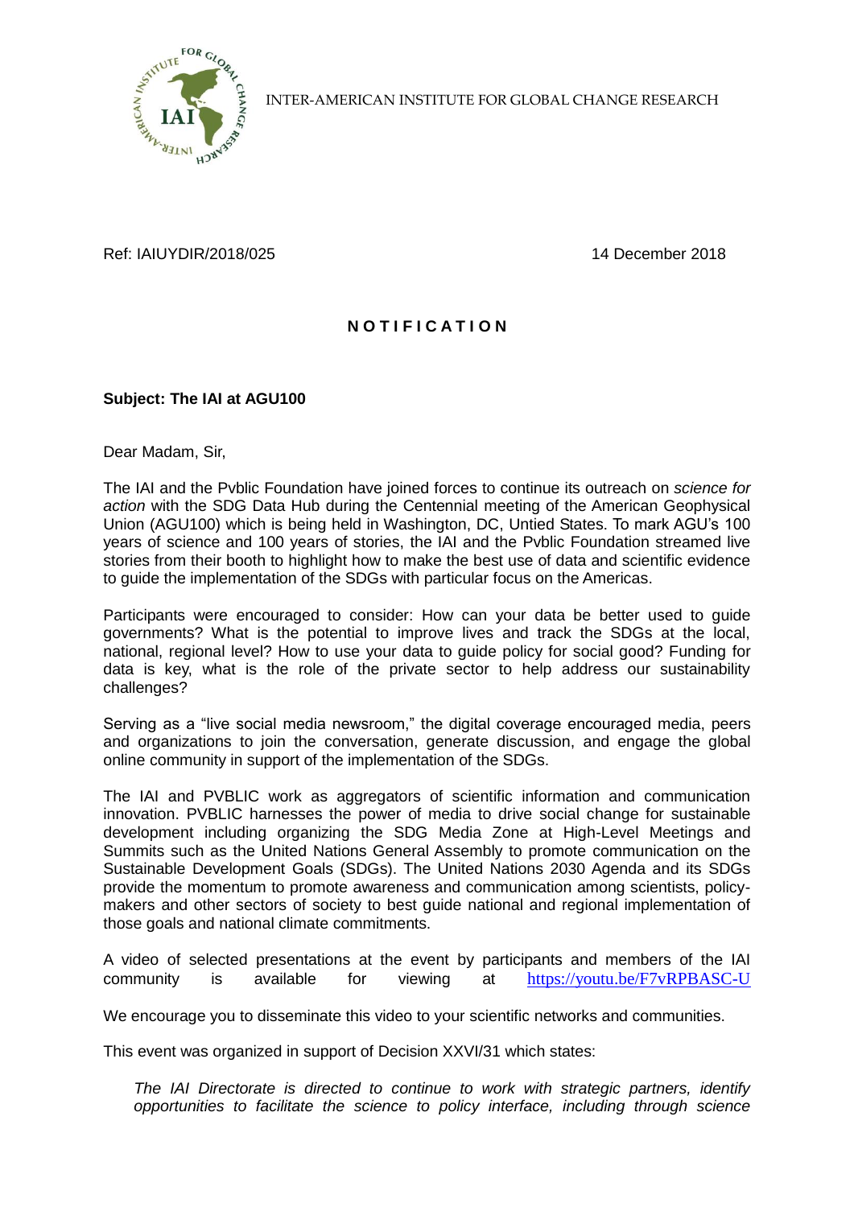INTER-AMERICAN INSTITUTE FOR GLOBAL CHANGE RESEARCH

Ref: IAIUYDIR/2018/025 14 December 2018

## N O T I F I C A T I O N

**Subject: The IAI at AGU100**

Dear Madam, Sir,

The IAI and the Pvblic Foundation have joined forces to continue its outreach on *science for action* with the SDG Data Hub during the Centennial meeting of the American Geophysical Union (AGU100) which is being held in Washington, DC, Untied States. To mark AGU's 100 years of science and 100 years of stories, the IAI and the Pvblic Foundation streamed live stories from their booth to highlight how to make the best use of data and scientific evidence to guide the implementation of the SDGs with particular focus on the Americas.

Participants were encouraged to consider: How can your data be better used to guide governments? What is the potential to improve lives and track the SDGs at the local, national, regional level? How to use your data to guide policy for social good? Funding for data is key, what is the role of the private sector to help address our sustainability challenges?

Serving as a "live social media newsroom," the digital coverage encouraged media, peers and organizations to join the conversation, generate discussion, and engage the global online community in support of the implementation of the SDGs.

The IAI and PVBLIC work as aggregators of scientific information and communication innovation. PVBLIC harnesses the power of media to drive social change for sustainable development including organizing the SDG Media Zone at High-Level Meetings and Summits such as the United Nations General Assembly to promote communication on the Sustainable Development Goals (SDGs). The United Nations 2030 Agenda and its SDGs provide the momentum to promote awareness and communication among scientists, policy-makers and other sectors of society to best guide national and regional implementation of those goals and national climate commitments.

A video of selected presentations at the event by participants and members of the IAI community is available for viewing at https://youtu.be/F7vRPBASC-U

We encourage you to disseminate this video to your scientific networks and communities.

This event was organized in support of Decision XXVI/31 which states:

> *The IAI Directorate is directed to continue to work with strategic partners, identify opportunities to facilitate the science to policy interface, including through science*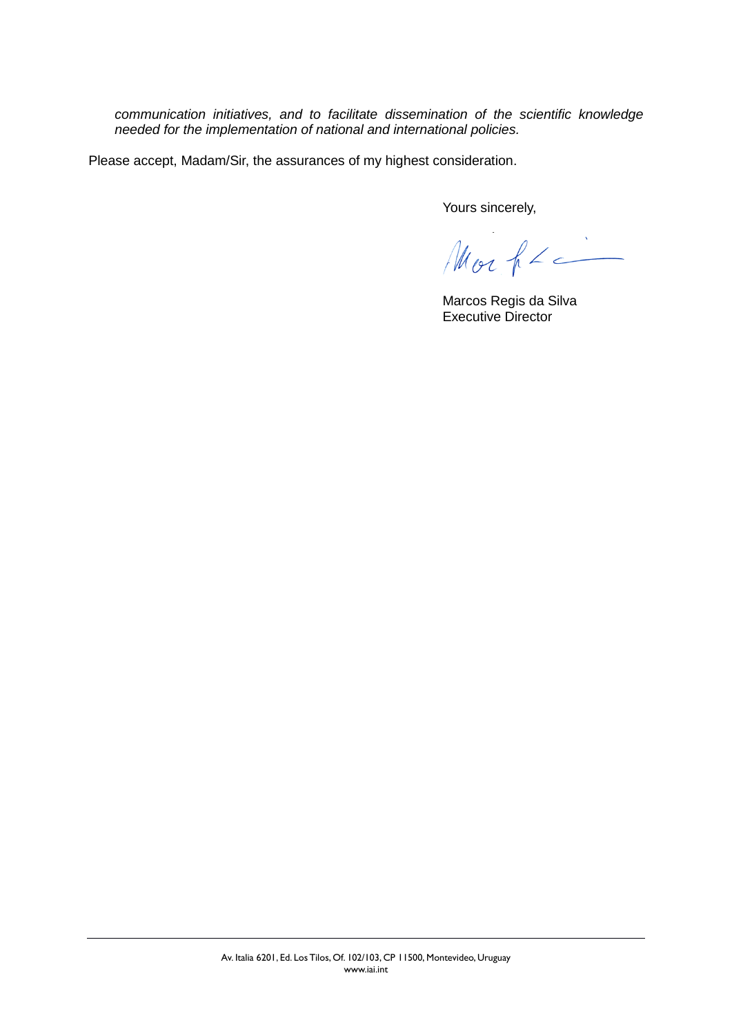*communication initiatives, and to facilitate dissemination of the scientific knowledge needed for the implementation of national and international policies.*

Please accept, Madam/Sir, the assurances of my highest consideration.

Yours sincerely,

Marcos Regis da Silva
Executive Director